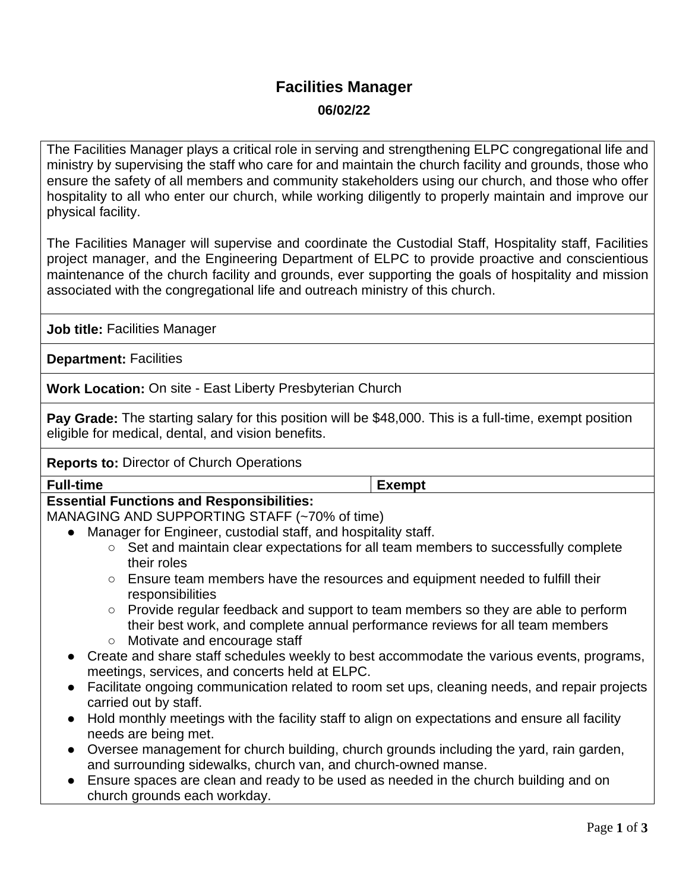# Facilities Manager

**06/02/22**

The Facilities Manager plays a critical role in serving and strengthening ELPC congregational life and ministry by supervising the staff who care for and maintain the church facility and grounds, those who ensure the safety of all members and community stakeholders using our church, and those who offer hospitality to all who enter our church, while working diligently to properly maintain and improve our physical facility.

The Facilities Manager will supervise and coordinate the Custodial Staff, Hospitality staff, Facilities project manager, and the Engineering Department of ELPC to provide proactive and conscientious maintenance of the church facility and grounds, ever supporting the goals of hospitality and mission associated with the congregational life and outreach ministry of this church.

**Job title:** Facilities Manager

**Department:** Facilities

**Work Location:** On site - East Liberty Presbyterian Church

**Pay Grade:** The starting salary for this position will be $48,000. This is a full-time, exempt position eligible for medical, dental, and vision benefits.

**Reports to:** Director of Church Operations

| **Full-time** | **Exempt** |
|---|---|

**Essential Functions and Responsibilities:**

MANAGING AND SUPPORTING STAFF (~70% of time)

- Manager for Engineer, custodial staff, and hospitality staff.
  - Set and maintain clear expectations for all team members to successfully complete their roles
  - Ensure team members have the resources and equipment needed to fulfill their responsibilities
  - Provide regular feedback and support to team members so they are able to perform their best work, and complete annual performance reviews for all team members
  - Motivate and encourage staff
- Create and share staff schedules weekly to best accommodate the various events, programs, meetings, services, and concerts held at ELPC.
- Facilitate ongoing communication related to room set ups, cleaning needs, and repair projects carried out by staff.
- Hold monthly meetings with the facility staff to align on expectations and ensure all facility needs are being met.
- Oversee management for church building, church grounds including the yard, rain garden, and surrounding sidewalks, church van, and church-owned manse.
- Ensure spaces are clean and ready to be used as needed in the church building and on church grounds each workday.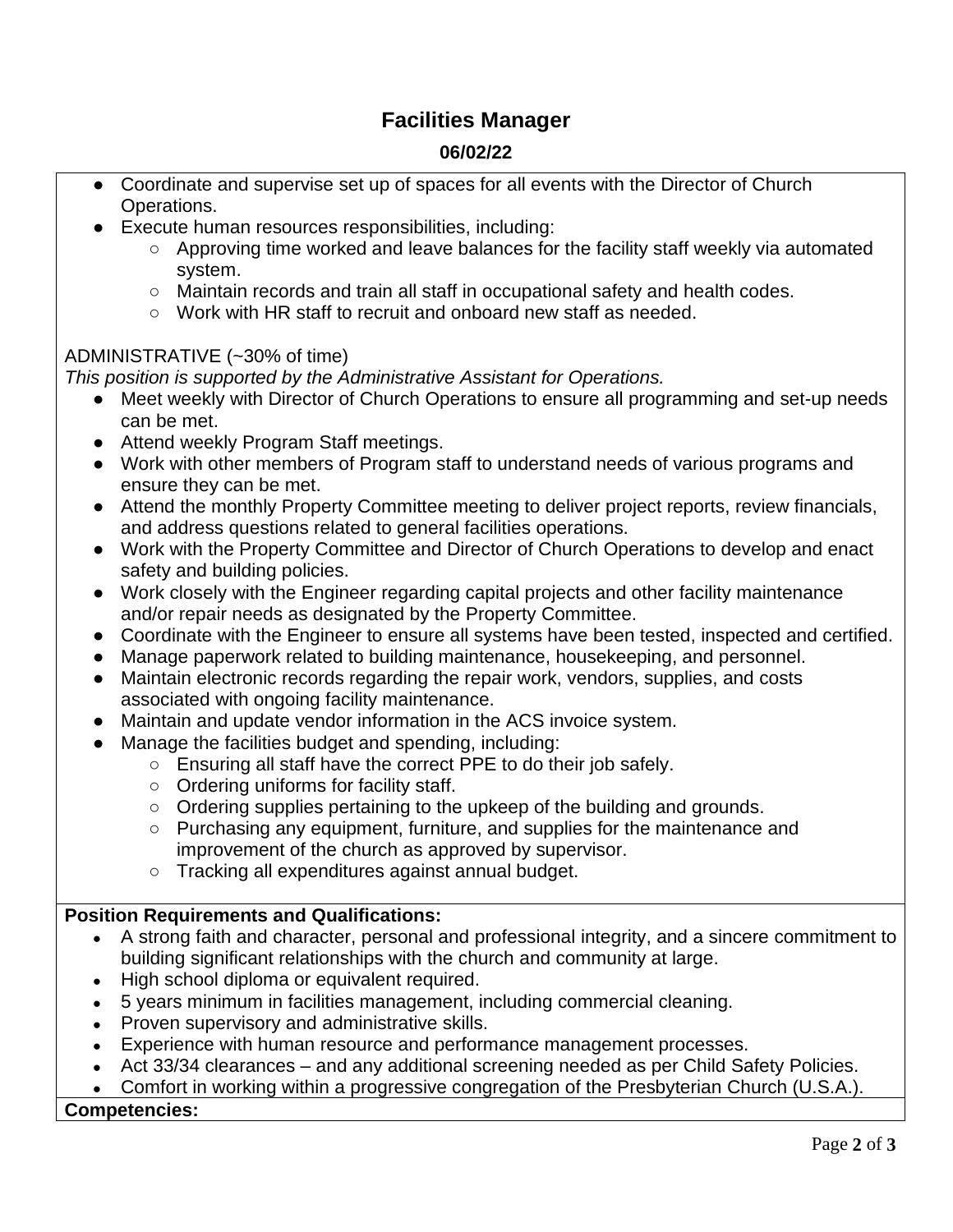## Facilities Manager

**06/02/22**

- Coordinate and supervise set up of spaces for all events with the Director of Church Operations.
- Execute human resources responsibilities, including:
  - Approving time worked and leave balances for the facility staff weekly via automated system.
  - Maintain records and train all staff in occupational safety and health codes.
  - Work with HR staff to recruit and onboard new staff as needed.

ADMINISTRATIVE (~30% of time)

*This position is supported by the Administrative Assistant for Operations.*

- Meet weekly with Director of Church Operations to ensure all programming and set-up needs can be met.
- Attend weekly Program Staff meetings.
- Work with other members of Program staff to understand needs of various programs and ensure they can be met.
- Attend the monthly Property Committee meeting to deliver project reports, review financials, and address questions related to general facilities operations.
- Work with the Property Committee and Director of Church Operations to develop and enact safety and building policies.
- Work closely with the Engineer regarding capital projects and other facility maintenance and/or repair needs as designated by the Property Committee.
- Coordinate with the Engineer to ensure all systems have been tested, inspected and certified.
- Manage paperwork related to building maintenance, housekeeping, and personnel.
- Maintain electronic records regarding the repair work, vendors, supplies, and costs associated with ongoing facility maintenance.
- Maintain and update vendor information in the ACS invoice system.
- Manage the facilities budget and spending, including:
  - Ensuring all staff have the correct PPE to do their job safely.
  - Ordering uniforms for facility staff.
  - Ordering supplies pertaining to the upkeep of the building and grounds.
  - Purchasing any equipment, furniture, and supplies for the maintenance and improvement of the church as approved by supervisor.
  - Tracking all expenditures against annual budget.

**Position Requirements and Qualifications:**

- A strong faith and character, personal and professional integrity, and a sincere commitment to building significant relationships with the church and community at large.
- High school diploma or equivalent required.
- 5 years minimum in facilities management, including commercial cleaning.
- Proven supervisory and administrative skills.
- Experience with human resource and performance management processes.
- Act 33/34 clearances – and any additional screening needed as per Child Safety Policies.
- Comfort in working within a progressive congregation of the Presbyterian Church (U.S.A.).

**Competencies:**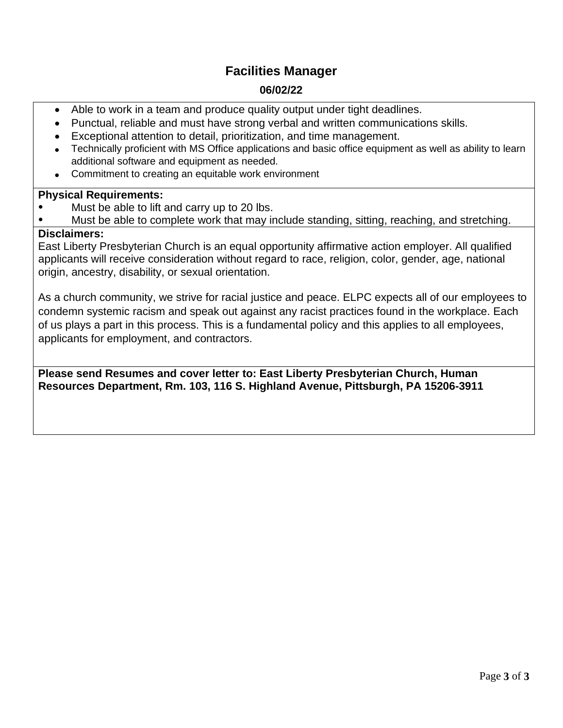# Facilities Manager

**06/02/22**

- Able to work in a team and produce quality output under tight deadlines.
- Punctual, reliable and must have strong verbal and written communications skills.
- Exceptional attention to detail, prioritization, and time management.
- Technically proficient with MS Office applications and basic office equipment as well as ability to learn additional software and equipment as needed.
- Commitment to creating an equitable work environment

**Physical Requirements:**

- Must be able to lift and carry up to 20 lbs.
- Must be able to complete work that may include standing, sitting, reaching, and stretching.

**Disclaimers:**

East Liberty Presbyterian Church is an equal opportunity affirmative action employer. All qualified applicants will receive consideration without regard to race, religion, color, gender, age, national origin, ancestry, disability, or sexual orientation.

As a church community, we strive for racial justice and peace. ELPC expects all of our employees to condemn systemic racism and speak out against any racist practices found in the workplace. Each of us plays a part in this process. This is a fundamental policy and this applies to all employees, applicants for employment, and contractors.

**Please send Resumes and cover letter to: East Liberty Presbyterian Church, Human Resources Department, Rm. 103, 116 S. Highland Avenue, Pittsburgh, PA 15206-3911**